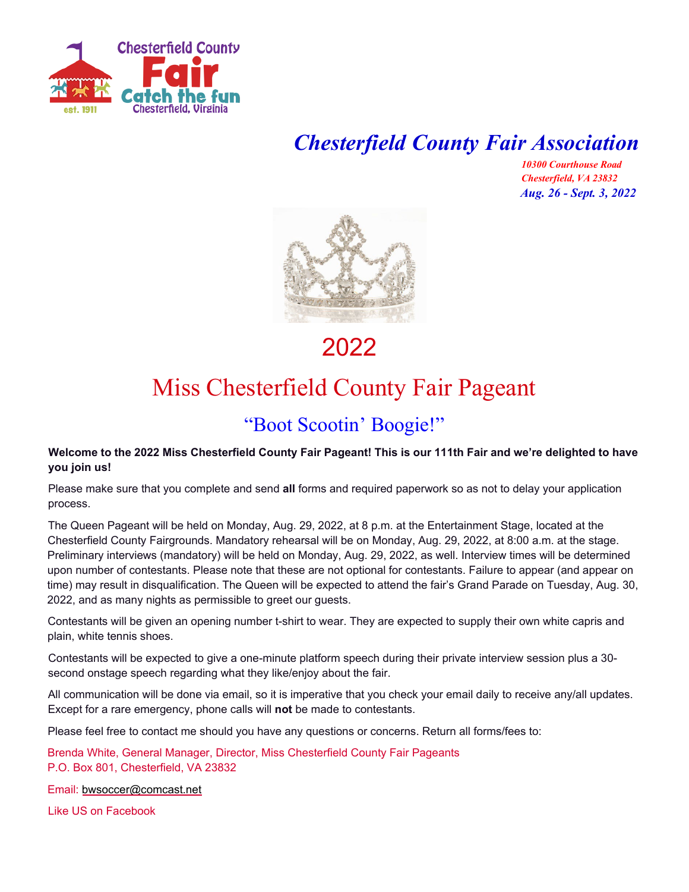Chesterfield County Fair

Catch the fun

Chesterfield, Virginia

est. 1911

# *Chesterfield County Fair Association*

*10300 Courthouse Road*
*Chesterfield, VA 23832*
*Aug. 26 - Sept. 3, 2022*

# 2022

# Miss Chesterfield County Fair Pageant

## "Boot Scootin' Boogie!"

**Welcome to the 2022 Miss Chesterfield County Fair Pageant! This is our 111th Fair and we're delighted to have you join us!**

Please make sure that you complete and send **all** forms and required paperwork so as not to delay your application process.

The Queen Pageant will be held on Monday, Aug. 29, 2022, at 8 p.m. at the Entertainment Stage, located at the Chesterfield County Fairgrounds. Mandatory rehearsal will be on Monday, Aug. 29, 2022, at 8:00 a.m. at the stage. Preliminary interviews (mandatory) will be held on Monday, Aug. 29, 2022, as well. Interview times will be determined upon number of contestants. Please note that these are not optional for contestants. Failure to appear (and appear on time) may result in disqualification. The Queen will be expected to attend the fair's Grand Parade on Tuesday, Aug. 30, 2022, and as many nights as permissible to greet our guests.

Contestants will be given an opening number t-shirt to wear. They are expected to supply their own white capris and plain, white tennis shoes.

Contestants will be expected to give a one-minute platform speech during their private interview session plus a 30-second onstage speech regarding what they like/enjoy about the fair.

All communication will be done via email, so it is imperative that you check your email daily to receive any/all updates. Except for a rare emergency, phone calls will **not** be made to contestants.

Please feel free to contact me should you have any questions or concerns. Return all forms/fees to:

Brenda White, General Manager, Director, Miss Chesterfield County Fair Pageants
P.O. Box 801, Chesterfield, VA 23832

Email: bwsoccer@comcast.net

Like US on Facebook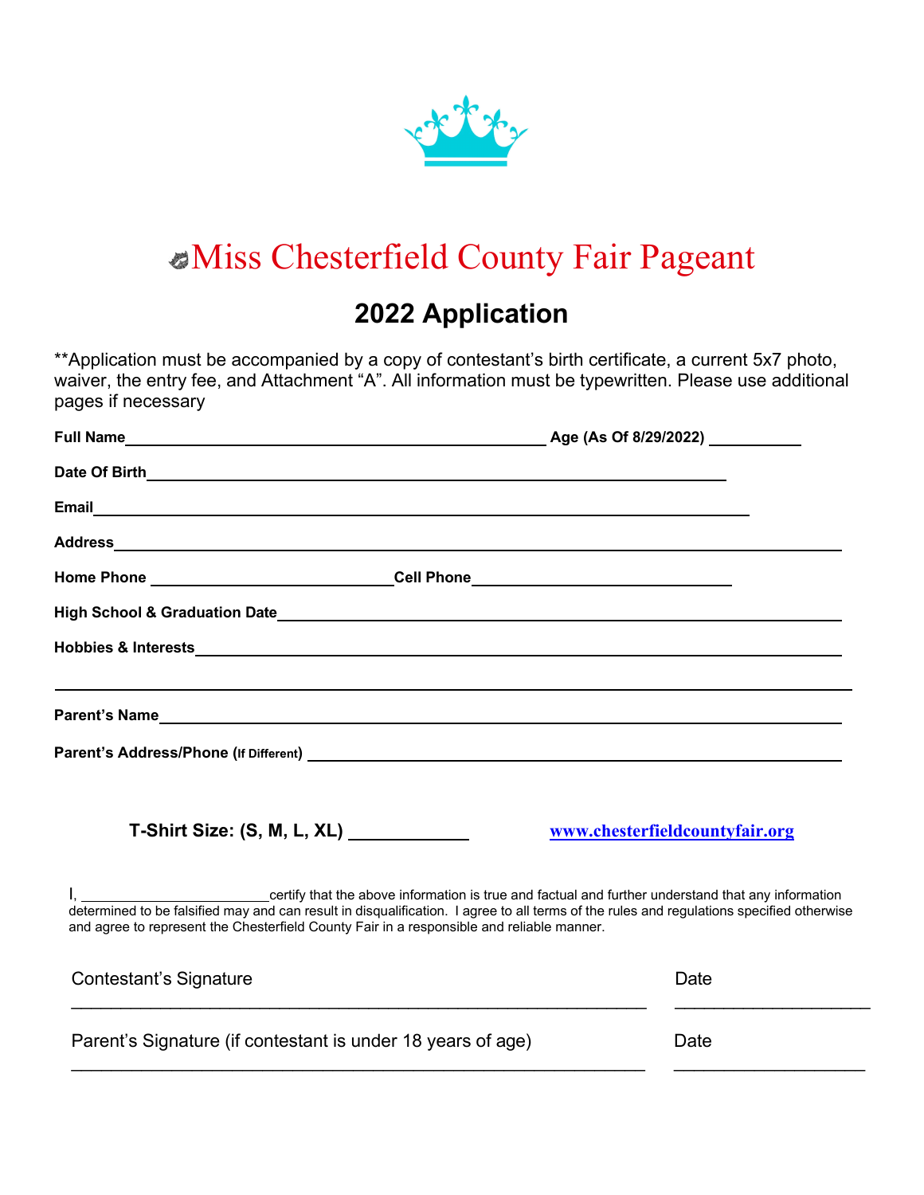# Miss Chesterfield County Fair Pageant

## 2022 Application

**Application must be accompanied by a copy of contestant's birth certificate, a current 5x7 photo, waiver, the entry fee, and Attachment "A". All information must be typewritten. Please use additional pages if necessary

**Full Name**\_\_\_\_\_\_\_\_\_\_\_\_\_\_\_\_\_\_\_\_\_\_\_\_\_\_\_\_\_\_\_\_\_\_\_\_\_\_\_\_\_\_\_\_ **Age (As Of 8/29/2022)** \_\_\_\_\_\_\_\_\_\_

**Date Of Birth**\_\_\_\_\_\_\_\_\_\_\_\_\_\_\_\_\_\_\_\_\_\_\_\_\_\_\_\_\_\_\_\_\_\_\_\_\_\_\_\_\_\_\_\_\_\_\_\_\_\_\_\_\_\_\_\_\_\_\_\_\_\_

**Email**\_\_\_\_\_\_\_\_\_\_\_\_\_\_\_\_\_\_\_\_\_\_\_\_\_\_\_\_\_\_\_\_\_\_\_\_\_\_\_\_\_\_\_\_\_\_\_\_\_\_\_\_\_\_\_\_\_\_\_\_\_\_\_\_\_\_\_\_\_\_

**Address**\_\_\_\_\_\_\_\_\_\_\_\_\_\_\_\_\_\_\_\_\_\_\_\_\_\_\_\_\_\_\_\_\_\_\_\_\_\_\_\_\_\_\_\_\_\_\_\_\_\_\_\_\_\_\_\_\_\_\_\_\_\_\_\_\_\_\_\_\_\_\_\_\_\_\_\_

**Home Phone** \_\_\_\_\_\_\_\_\_\_\_\_\_\_\_\_\_\_\_\_\_\_\_\_\_\_**Cell Phone**\_\_\_\_\_\_\_\_\_\_\_\_\_\_\_\_\_\_\_\_\_\_\_\_\_\_\_\_

**High School & Graduation Date**\_\_\_\_\_\_\_\_\_\_\_\_\_\_\_\_\_\_\_\_\_\_\_\_\_\_\_\_\_\_\_\_\_\_\_\_\_\_\_\_\_\_\_\_\_\_\_\_\_\_\_\_\_\_\_\_\_\_\_\_

**Hobbies & Interests**\_\_\_\_\_\_\_\_\_\_\_\_\_\_\_\_\_\_\_\_\_\_\_\_\_\_\_\_\_\_\_\_\_\_\_\_\_\_\_\_\_\_\_\_\_\_\_\_\_\_\_\_\_\_\_\_\_\_\_\_\_\_\_\_\_\_\_\_

\_\_\_\_\_\_\_\_\_\_\_\_\_\_\_\_\_\_\_\_\_\_\_\_\_\_\_\_\_\_\_\_\_\_\_\_\_\_\_\_\_\_\_\_\_\_\_\_\_\_\_\_\_\_\_\_\_\_\_\_\_\_\_\_\_\_\_\_\_\_\_\_\_\_\_\_\_\_\_\_\_\_\_\_\_\_

**Parent's Name**\_\_\_\_\_\_\_\_\_\_\_\_\_\_\_\_\_\_\_\_\_\_\_\_\_\_\_\_\_\_\_\_\_\_\_\_\_\_\_\_\_\_\_\_\_\_\_\_\_\_\_\_\_\_\_\_\_\_\_\_\_\_\_\_\_\_\_\_\_\_\_\_\_

**Parent's Address/Phone (If Different)** \_\_\_\_\_\_\_\_\_\_\_\_\_\_\_\_\_\_\_\_\_\_\_\_\_\_\_\_\_\_\_\_\_\_\_\_\_\_\_\_\_\_\_\_\_\_\_\_\_\_\_\_\_\_\_\_\_

**T-Shirt Size: (S, M, L, XL)** \_\_\_\_\_\_\_\_\_\_\_ **www.chesterfieldcountyfair.org**

I, \_\_\_\_\_\_\_\_\_\_\_\_\_\_\_\_\_\_\_\_\_\_certify that the above information is true and factual and further understand that any information determined to be falsified may and can result in disqualification. I agree to all terms of the rules and regulations specified otherwise and agree to represent the Chesterfield County Fair in a responsible and reliable manner.

Contestant's Signature \_\_\_\_\_\_\_\_\_\_\_\_\_\_\_\_\_\_\_\_\_\_\_\_\_\_\_\_\_\_\_\_\_\_\_\_\_\_\_\_\_\_\_\_\_\_ Date \_\_\_\_\_\_\_\_\_\_\_\_\_\_\_\_\_\_

Parent's Signature (if contestant is under 18 years of age) \_\_\_\_\_\_\_\_\_\_\_\_\_\_\_\_\_\_\_\_\_\_\_\_\_\_\_\_\_\_\_\_\_\_\_\_\_\_\_\_\_\_\_\_\_\_ Date \_\_\_\_\_\_\_\_\_\_\_\_\_\_\_\_\_\_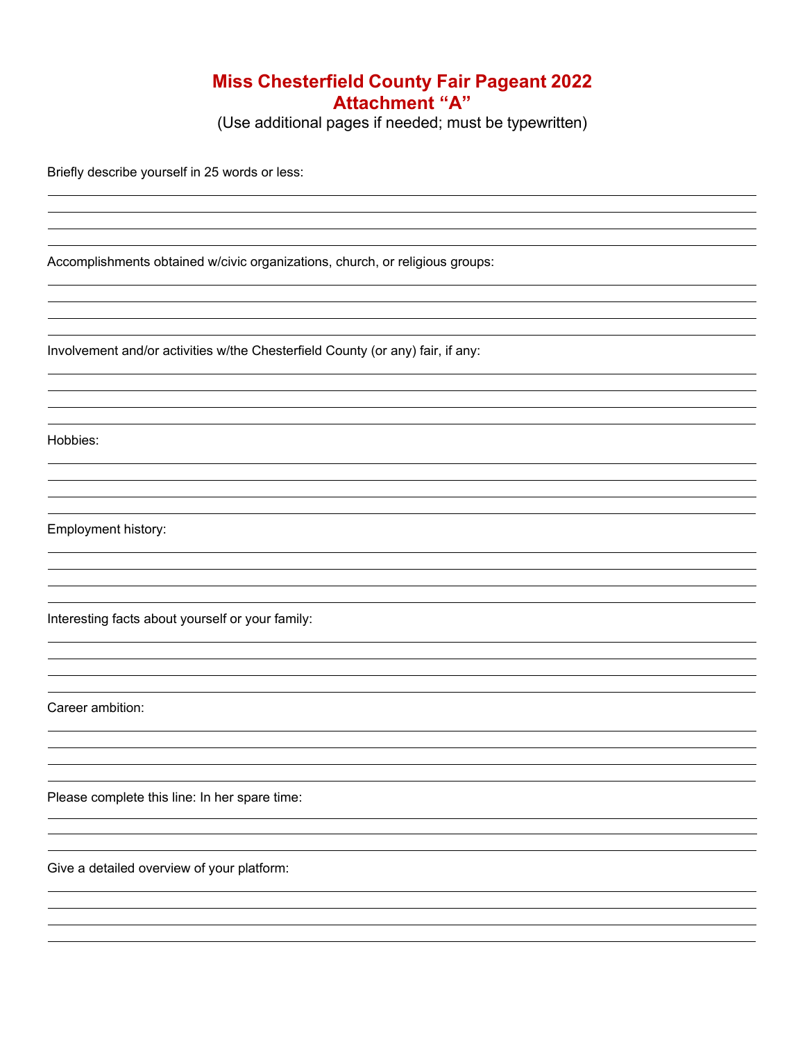# Miss Chesterfield County Fair Pageant 2022
## Attachment "A"

(Use additional pages if needed; must be typewritten)

Briefly describe yourself in 25 words or less:

_______________________________________________

_______________________________________________

_______________________________________________

_______________________________________________

Accomplishments obtained w/civic organizations, church, or religious groups:

_______________________________________________

_______________________________________________

_______________________________________________

_______________________________________________

Involvement and/or activities w/the Chesterfield County (or any) fair, if any:

_______________________________________________

_______________________________________________

_______________________________________________

_______________________________________________

Hobbies:

_______________________________________________

_______________________________________________

_______________________________________________

_______________________________________________

Employment history:

_______________________________________________

_______________________________________________

_______________________________________________

_______________________________________________

Interesting facts about yourself or your family:

_______________________________________________

_______________________________________________

_______________________________________________

_______________________________________________

Career ambition:

_______________________________________________

_______________________________________________

_______________________________________________

_______________________________________________

Please complete this line: In her spare time:

_______________________________________________

_______________________________________________

_______________________________________________

Give a detailed overview of your platform:

_______________________________________________

_______________________________________________

_______________________________________________

_______________________________________________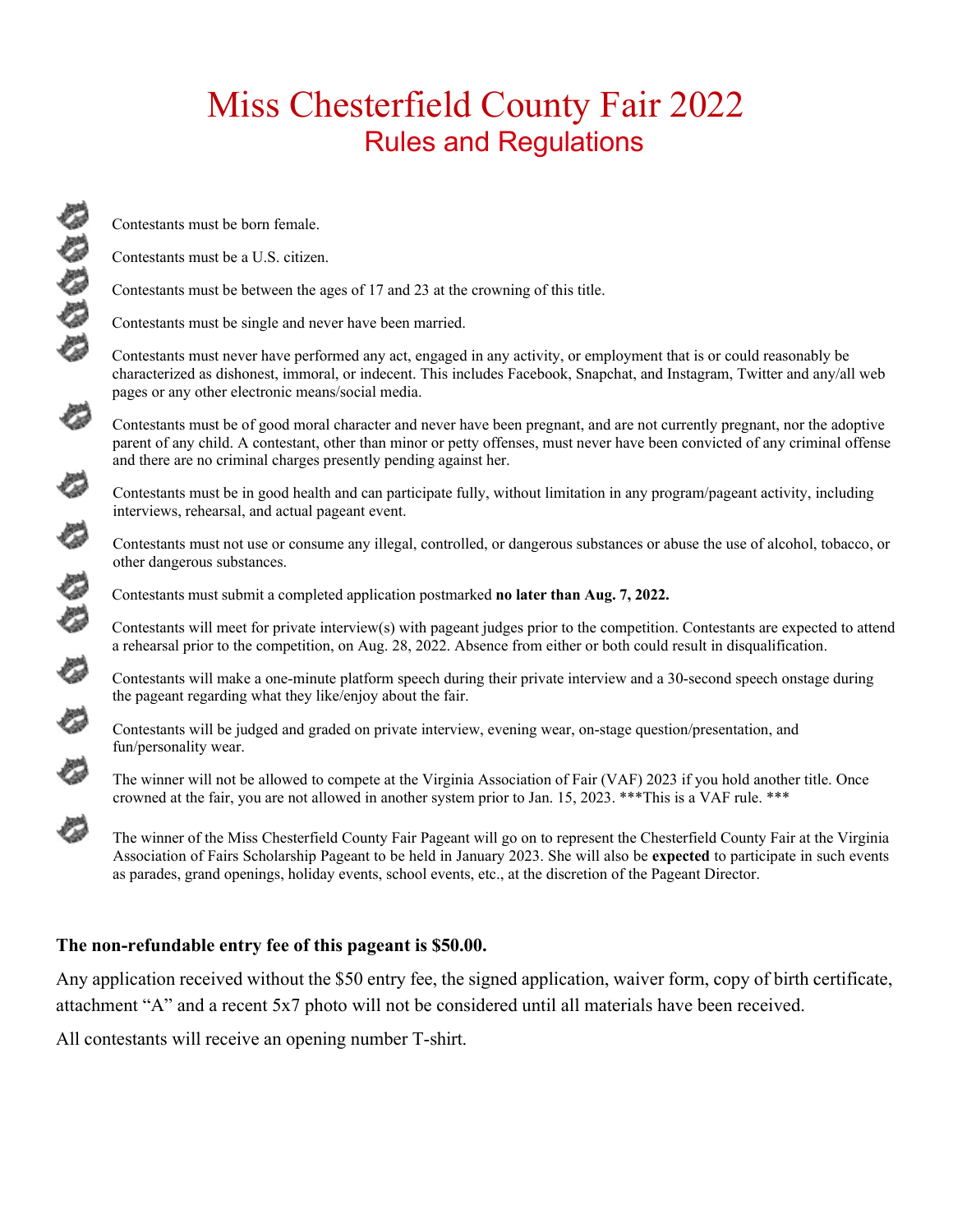# Miss Chesterfield County Fair 2022

## Rules and Regulations

- Contestants must be born female.
- Contestants must be a U.S. citizen.
- Contestants must be between the ages of 17 and 23 at the crowning of this title.
- Contestants must be single and never have been married.
- Contestants must never have performed any act, engaged in any activity, or employment that is or could reasonably be characterized as dishonest, immoral, or indecent. This includes Facebook, Snapchat, and Instagram, Twitter and any/all web pages or any other electronic means/social media.
- Contestants must be of good moral character and never have been pregnant, and are not currently pregnant, nor the adoptive parent of any child. A contestant, other than minor or petty offenses, must never have been convicted of any criminal offense and there are no criminal charges presently pending against her.
- Contestants must be in good health and can participate fully, without limitation in any program/pageant activity, including interviews, rehearsal, and actual pageant event.
- Contestants must not use or consume any illegal, controlled, or dangerous substances or abuse the use of alcohol, tobacco, or other dangerous substances.
- Contestants must submit a completed application postmarked **no later than Aug. 7, 2022.**
- Contestants will meet for private interview(s) with pageant judges prior to the competition. Contestants are expected to attend a rehearsal prior to the competition, on Aug. 28, 2022. Absence from either or both could result in disqualification.
- Contestants will make a one-minute platform speech during their private interview and a 30-second speech onstage during the pageant regarding what they like/enjoy about the fair.
- Contestants will be judged and graded on private interview, evening wear, on-stage question/presentation, and fun/personality wear.
- The winner will not be allowed to compete at the Virginia Association of Fair (VAF) 2023 if you hold another title. Once crowned at the fair, you are not allowed in another system prior to Jan. 15, 2023. ***This is a VAF rule. ***
- The winner of the Miss Chesterfield County Fair Pageant will go on to represent the Chesterfield County Fair at the Virginia Association of Fairs Scholarship Pageant to be held in January 2023. She will also be **expected** to participate in such events as parades, grand openings, holiday events, school events, etc., at the discretion of the Pageant Director.

**The non-refundable entry fee of this pageant is $50.00.**

Any application received without the $50 entry fee, the signed application, waiver form, copy of birth certificate, attachment "A" and a recent 5x7 photo will not be considered until all materials have been received.

All contestants will receive an opening number T-shirt.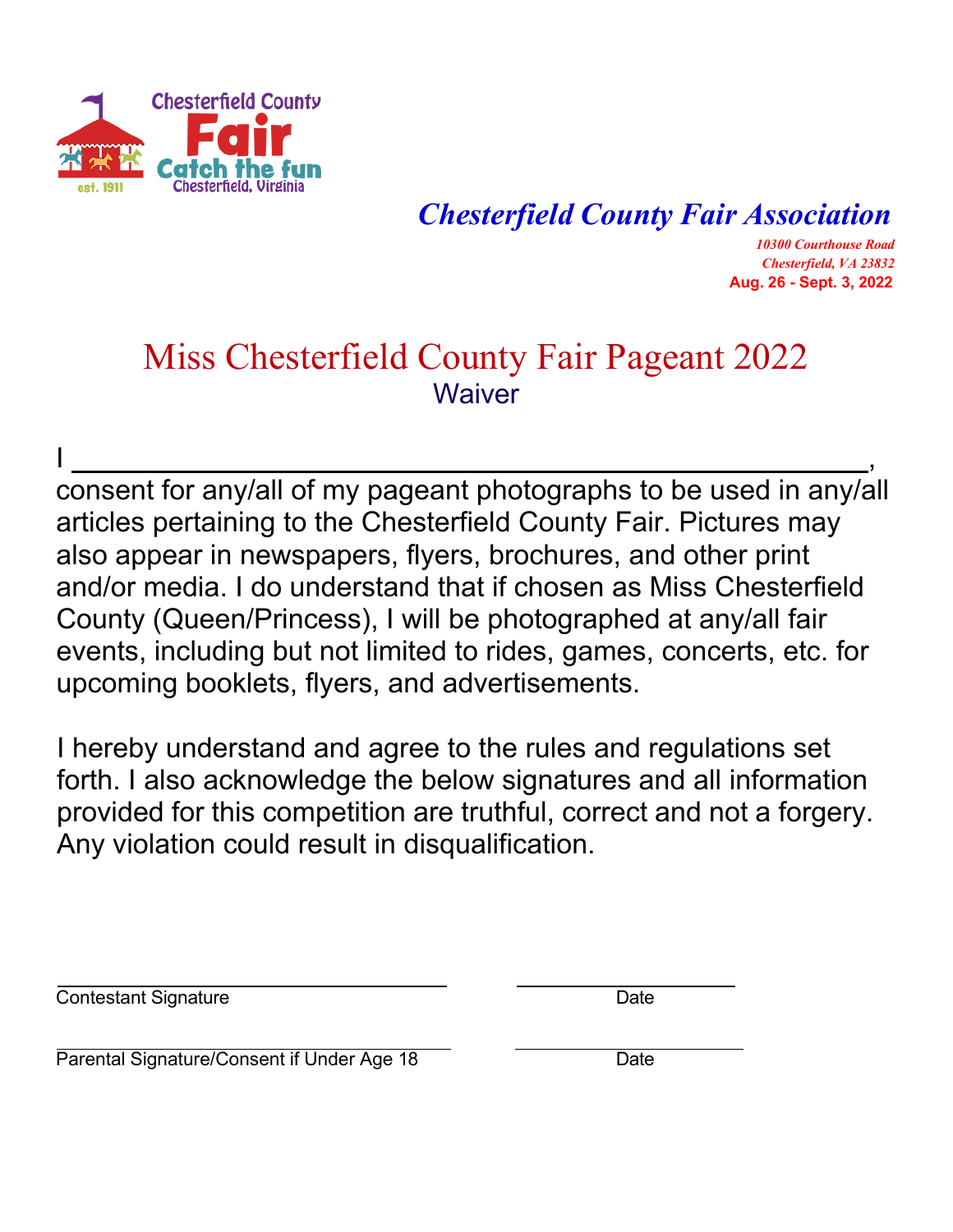Chesterfield County Fair
Catch the fun
Chesterfield, Virginia
est. 1911

***Chesterfield County Fair Association***

*10300 Courthouse Road*
*Chesterfield, VA 23832*
**Aug. 26 - Sept. 3, 2022**

# Miss Chesterfield County Fair Pageant 2022

## Waiver

I \_\_\_\_\_\_\_\_\_\_\_\_\_\_\_\_\_\_\_\_\_\_\_\_\_\_\_\_\_\_\_\_\_\_\_\_\_\_\_\_\_\_\_\_\_\_\_\_,
consent for any/all of my pageant photographs to be used in any/all articles pertaining to the Chesterfield County Fair. Pictures may also appear in newspapers, flyers, brochures, and other print and/or media. I do understand that if chosen as Miss Chesterfield County (Queen/Princess), I will be photographed at any/all fair events, including but not limited to rides, games, concerts, etc. for upcoming booklets, flyers, and advertisements.

I hereby understand and agree to the rules and regulations set forth. I also acknowledge the below signatures and all information provided for this competition are truthful, correct and not a forgery. Any violation could result in disqualification.

\_\_\_\_\_\_\_\_\_\_\_\_\_\_\_\_\_\_\_\_\_\_\_\_\_\_\_\_\_\_\_\_ \_\_\_\_\_\_\_\_\_\_\_\_\_\_\_\_\_\_
Contestant Signature Date

\_\_\_\_\_\_\_\_\_\_\_\_\_\_\_\_\_\_\_\_\_\_\_\_\_\_\_\_\_\_\_\_ \_\_\_\_\_\_\_\_\_\_\_\_\_\_\_\_\_\_
Parental Signature/Consent if Under Age 18 Date